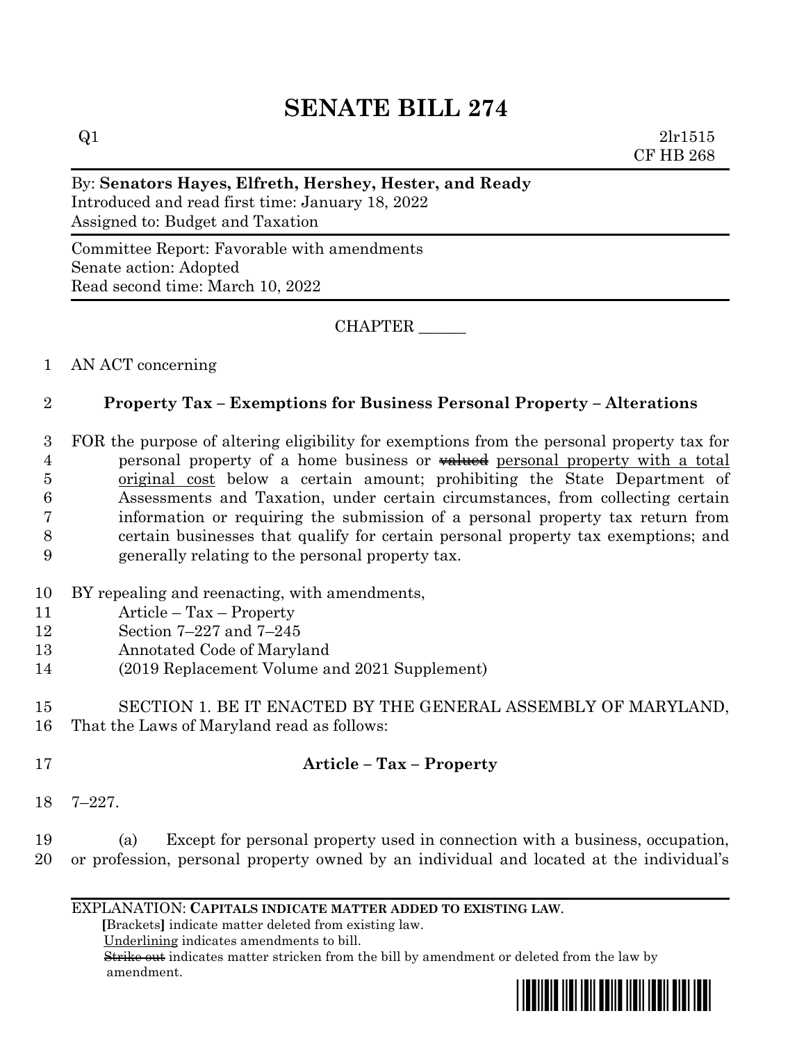# SENATE BILL 274

Q1 2lr1515
CF HB 268

By: **Senators Hayes, Elfreth, Hershey, Hester, and Ready**
Introduced and read first time: January 18, 2022
Assigned to: Budget and Taxation

Committee Report: Favorable with amendments
Senate action: Adopted
Read second time: March 10, 2022

CHAPTER ______

1 AN ACT concerning

2 **Property Tax – Exemptions for Business Personal Property – Alterations**

3 FOR the purpose of altering eligibility for exemptions from the personal property tax for
4 personal property of a home business or ~~valued~~ personal property with a total
5 original cost below a certain amount; prohibiting the State Department of
6 Assessments and Taxation, under certain circumstances, from collecting certain
7 information or requiring the submission of a personal property tax return from
8 certain businesses that qualify for certain personal property tax exemptions; and
9 generally relating to the personal property tax.

10 BY repealing and reenacting, with amendments,
11 Article – Tax – Property
12 Section 7–227 and 7–245
13 Annotated Code of Maryland
14 (2019 Replacement Volume and 2021 Supplement)

15 SECTION 1. BE IT ENACTED BY THE GENERAL ASSEMBLY OF MARYLAND,
16 That the Laws of Maryland read as follows:

17 **Article – Tax – Property**

18 7–227.

19 (a) Except for personal property used in connection with a business, occupation,
20 or profession, personal property owned by an individual and located at the individual's

EXPLANATION: **CAPITALS INDICATE MATTER ADDED TO EXISTING LAW.**
**[**Brackets**]** indicate matter deleted from existing law.
Underlining indicates amendments to bill.
~~Strike out~~ indicates matter stricken from the bill by amendment or deleted from the law by amendment.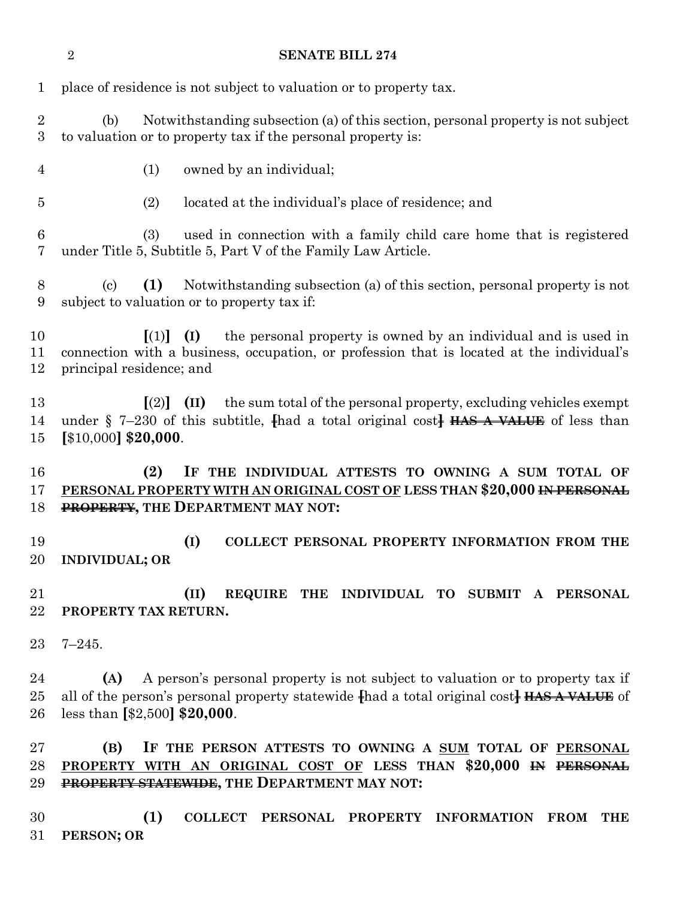place of residence is not subject to valuation or to property tax.

(b) Notwithstanding subsection (a) of this section, personal property is not subject to valuation or to property tax if the personal property is:

(1) owned by an individual;

(2) located at the individual's place of residence; and

(3) used in connection with a family child care home that is registered under Title 5, Subtitle 5, Part V of the Family Law Article.

(c) **(1)** Notwithstanding subsection (a) of this section, personal property is not subject to valuation or to property tax if:

**[**(1)**]** **(I)** the personal property is owned by an individual and is used in connection with a business, occupation, or profession that is located at the individual's principal residence; and

**[**(2)**]** **(II)** the sum total of the personal property, excluding vehicles exempt under § 7–230 of this subtitle, ~~[~~had a total original cost~~]~~ ~~**HAS A VALUE**~~ of less than **[**$10,000**]** **$20,000**.

**(2) IF THE INDIVIDUAL ATTESTS TO OWNING A SUM TOTAL OF** <u>**PERSONAL PROPERTY WITH AN ORIGINAL COST OF**</u> **LESS THAN $20,000** ~~**IN PERSONAL PROPERTY**~~**, THE DEPARTMENT MAY NOT:**

**(I) COLLECT PERSONAL PROPERTY INFORMATION FROM THE INDIVIDUAL; OR**

**(II) REQUIRE THE INDIVIDUAL TO SUBMIT A PERSONAL PROPERTY TAX RETURN.**

7–245.

**(A)** A person's personal property is not subject to valuation or to property tax if all of the person's personal property statewide ~~[~~had a total original cost~~]~~ ~~**HAS A VALUE**~~ of less than **[**$2,500**]** **$20,000**.

**(B) IF THE PERSON ATTESTS TO OWNING A** <u>**SUM**</u> **TOTAL OF** <u>**PERSONAL PROPERTY WITH AN ORIGINAL COST OF**</u> **LESS THAN $20,000** ~~**IN PERSONAL PROPERTY STATEWIDE**~~**, THE DEPARTMENT MAY NOT:**

**(1) COLLECT PERSONAL PROPERTY INFORMATION FROM THE PERSON; OR**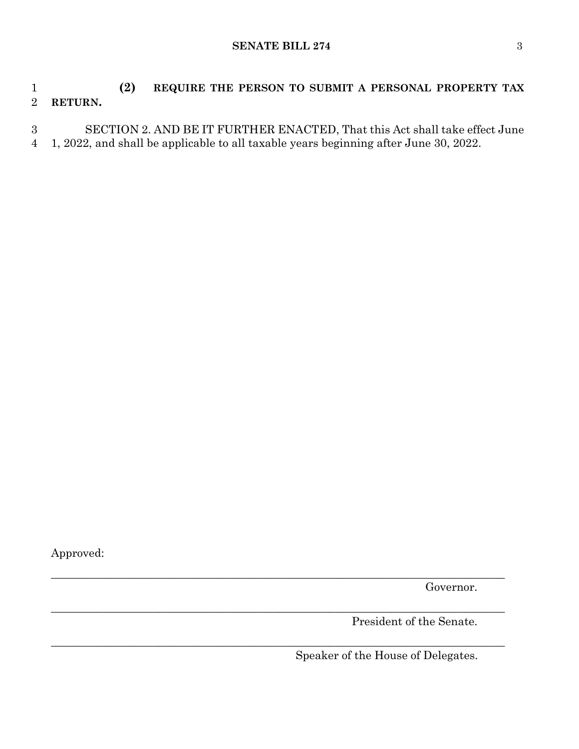**(2) REQUIRE THE PERSON TO SUBMIT A PERSONAL PROPERTY TAX RETURN.**

SECTION 2. AND BE IT FURTHER ENACTED, That this Act shall take effect June 1, 2022, and shall be applicable to all taxable years beginning after June 30, 2022.

Approved:

\_\_\_\_\_\_\_\_\_\_\_\_\_\_\_\_\_\_\_\_\_\_\_\_\_\_\_\_\_\_\_\_\_\_\_\_\_\_\_\_\_\_\_\_

Governor.

\_\_\_\_\_\_\_\_\_\_\_\_\_\_\_\_\_\_\_\_\_\_\_\_\_\_\_\_\_\_\_\_\_\_\_\_\_\_\_\_\_\_\_\_

President of the Senate.

\_\_\_\_\_\_\_\_\_\_\_\_\_\_\_\_\_\_\_\_\_\_\_\_\_\_\_\_\_\_\_\_\_\_\_\_\_\_\_\_\_\_\_\_

Speaker of the House of Delegates.